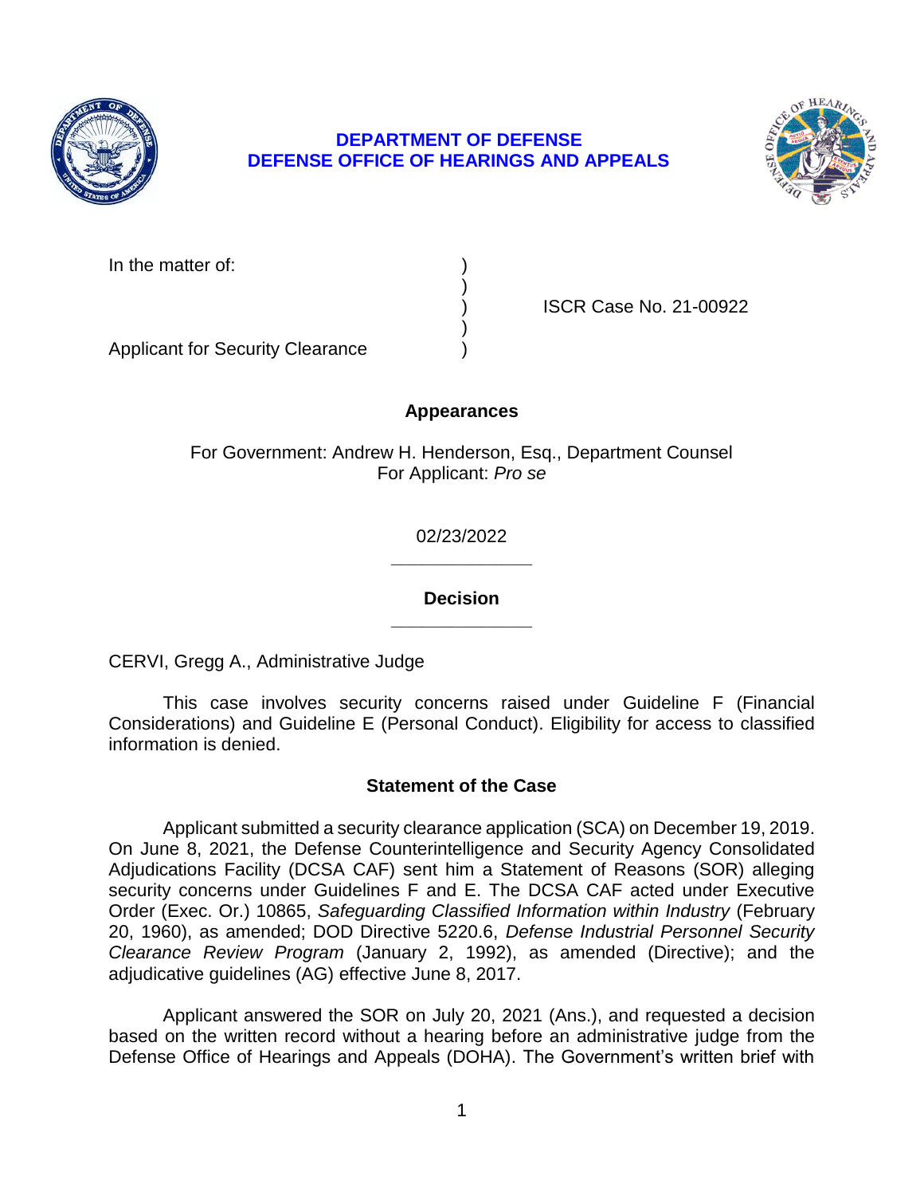**DEPARTMENT OF DEFENSE**
**DEFENSE OFFICE OF HEARINGS AND APPEALS**

| | | |
|---|---|---|
| In the matter of: | ) | |
| | ) | |
| | ) | ISCR Case No. 21-00922 |
| | ) | |
| Applicant for Security Clearance | ) | |

**Appearances**

For Government: Andrew H. Henderson, Esq., Department Counsel
For Applicant: *Pro se*

02/23/2022

______________

**Decision**

______________

CERVI, Gregg A., Administrative Judge

This case involves security concerns raised under Guideline F (Financial Considerations) and Guideline E (Personal Conduct). Eligibility for access to classified information is denied.

## Statement of the Case

Applicant submitted a security clearance application (SCA) on December 19, 2019. On June 8, 2021, the Defense Counterintelligence and Security Agency Consolidated Adjudications Facility (DCSA CAF) sent him a Statement of Reasons (SOR) alleging security concerns under Guidelines F and E. The DCSA CAF acted under Executive Order (Exec. Or.) 10865, *Safeguarding Classified Information within Industry* (February 20, 1960), as amended; DOD Directive 5220.6, *Defense Industrial Personnel Security Clearance Review Program* (January 2, 1992), as amended (Directive); and the adjudicative guidelines (AG) effective June 8, 2017.

Applicant answered the SOR on July 20, 2021 (Ans.), and requested a decision based on the written record without a hearing before an administrative judge from the Defense Office of Hearings and Appeals (DOHA). The Government's written brief with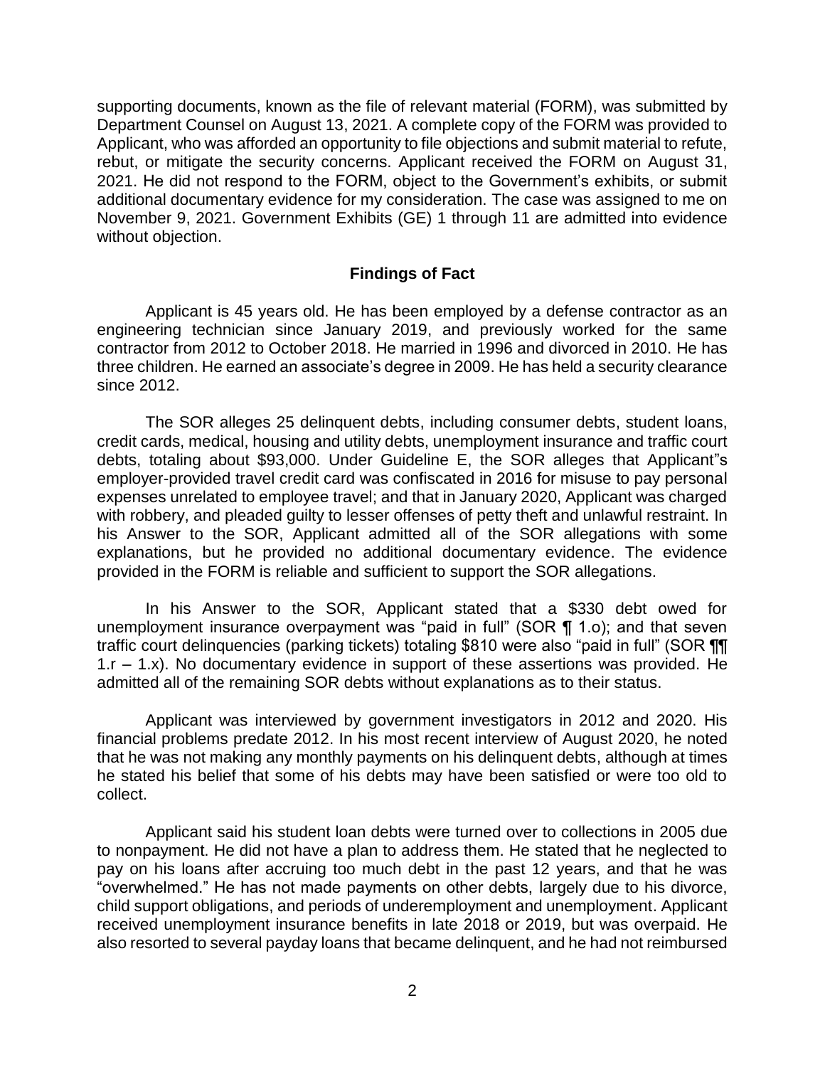supporting documents, known as the file of relevant material (FORM), was submitted by Department Counsel on August 13, 2021. A complete copy of the FORM was provided to Applicant, who was afforded an opportunity to file objections and submit material to refute, rebut, or mitigate the security concerns. Applicant received the FORM on August 31, 2021. He did not respond to the FORM, object to the Government's exhibits, or submit additional documentary evidence for my consideration. The case was assigned to me on November 9, 2021. Government Exhibits (GE) 1 through 11 are admitted into evidence without objection.

## Findings of Fact

Applicant is 45 years old. He has been employed by a defense contractor as an engineering technician since January 2019, and previously worked for the same contractor from 2012 to October 2018. He married in 1996 and divorced in 2010. He has three children. He earned an associate's degree in 2009. He has held a security clearance since 2012.

The SOR alleges 25 delinquent debts, including consumer debts, student loans, credit cards, medical, housing and utility debts, unemployment insurance and traffic court debts, totaling about $93,000. Under Guideline E, the SOR alleges that Applicant"s employer-provided travel credit card was confiscated in 2016 for misuse to pay personal expenses unrelated to employee travel; and that in January 2020, Applicant was charged with robbery, and pleaded guilty to lesser offenses of petty theft and unlawful restraint. In his Answer to the SOR, Applicant admitted all of the SOR allegations with some explanations, but he provided no additional documentary evidence. The evidence provided in the FORM is reliable and sufficient to support the SOR allegations.

In his Answer to the SOR, Applicant stated that a $330 debt owed for unemployment insurance overpayment was "paid in full" (SOR ¶ 1.o); and that seven traffic court delinquencies (parking tickets) totaling $810 were also "paid in full" (SOR ¶¶ 1.r – 1.x). No documentary evidence in support of these assertions was provided. He admitted all of the remaining SOR debts without explanations as to their status.

Applicant was interviewed by government investigators in 2012 and 2020. His financial problems predate 2012. In his most recent interview of August 2020, he noted that he was not making any monthly payments on his delinquent debts, although at times he stated his belief that some of his debts may have been satisfied or were too old to collect.

Applicant said his student loan debts were turned over to collections in 2005 due to nonpayment. He did not have a plan to address them. He stated that he neglected to pay on his loans after accruing too much debt in the past 12 years, and that he was "overwhelmed." He has not made payments on other debts, largely due to his divorce, child support obligations, and periods of underemployment and unemployment. Applicant received unemployment insurance benefits in late 2018 or 2019, but was overpaid. He also resorted to several payday loans that became delinquent, and he had not reimbursed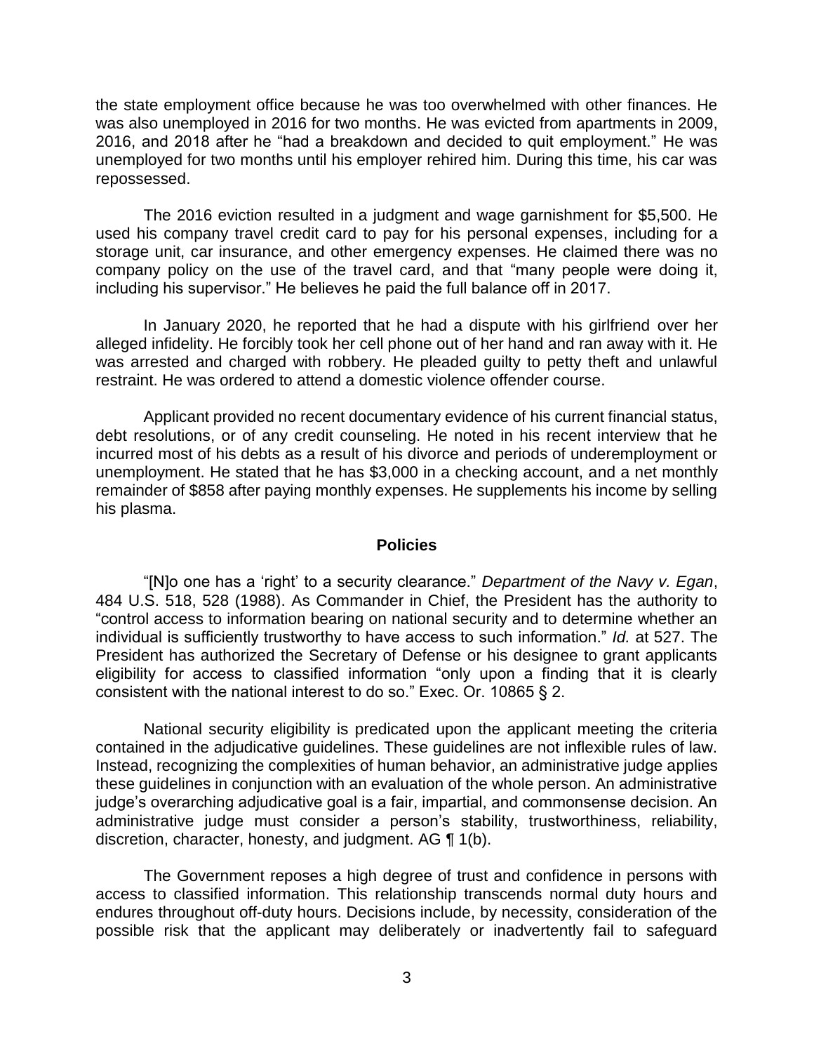the state employment office because he was too overwhelmed with other finances. He was also unemployed in 2016 for two months. He was evicted from apartments in 2009, 2016, and 2018 after he "had a breakdown and decided to quit employment." He was unemployed for two months until his employer rehired him. During this time, his car was repossessed.

The 2016 eviction resulted in a judgment and wage garnishment for $5,500. He used his company travel credit card to pay for his personal expenses, including for a storage unit, car insurance, and other emergency expenses. He claimed there was no company policy on the use of the travel card, and that "many people were doing it, including his supervisor." He believes he paid the full balance off in 2017.

In January 2020, he reported that he had a dispute with his girlfriend over her alleged infidelity. He forcibly took her cell phone out of her hand and ran away with it. He was arrested and charged with robbery. He pleaded guilty to petty theft and unlawful restraint. He was ordered to attend a domestic violence offender course.

Applicant provided no recent documentary evidence of his current financial status, debt resolutions, or of any credit counseling. He noted in his recent interview that he incurred most of his debts as a result of his divorce and periods of underemployment or unemployment. He stated that he has $3,000 in a checking account, and a net monthly remainder of $858 after paying monthly expenses. He supplements his income by selling his plasma.

## Policies

"[N]o one has a 'right' to a security clearance." *Department of the Navy v. Egan*, 484 U.S. 518, 528 (1988). As Commander in Chief, the President has the authority to "control access to information bearing on national security and to determine whether an individual is sufficiently trustworthy to have access to such information." *Id.* at 527. The President has authorized the Secretary of Defense or his designee to grant applicants eligibility for access to classified information "only upon a finding that it is clearly consistent with the national interest to do so." Exec. Or. 10865 § 2.

National security eligibility is predicated upon the applicant meeting the criteria contained in the adjudicative guidelines. These guidelines are not inflexible rules of law. Instead, recognizing the complexities of human behavior, an administrative judge applies these guidelines in conjunction with an evaluation of the whole person. An administrative judge's overarching adjudicative goal is a fair, impartial, and commonsense decision. An administrative judge must consider a person's stability, trustworthiness, reliability, discretion, character, honesty, and judgment. AG ¶ 1(b).

The Government reposes a high degree of trust and confidence in persons with access to classified information. This relationship transcends normal duty hours and endures throughout off-duty hours. Decisions include, by necessity, consideration of the possible risk that the applicant may deliberately or inadvertently fail to safeguard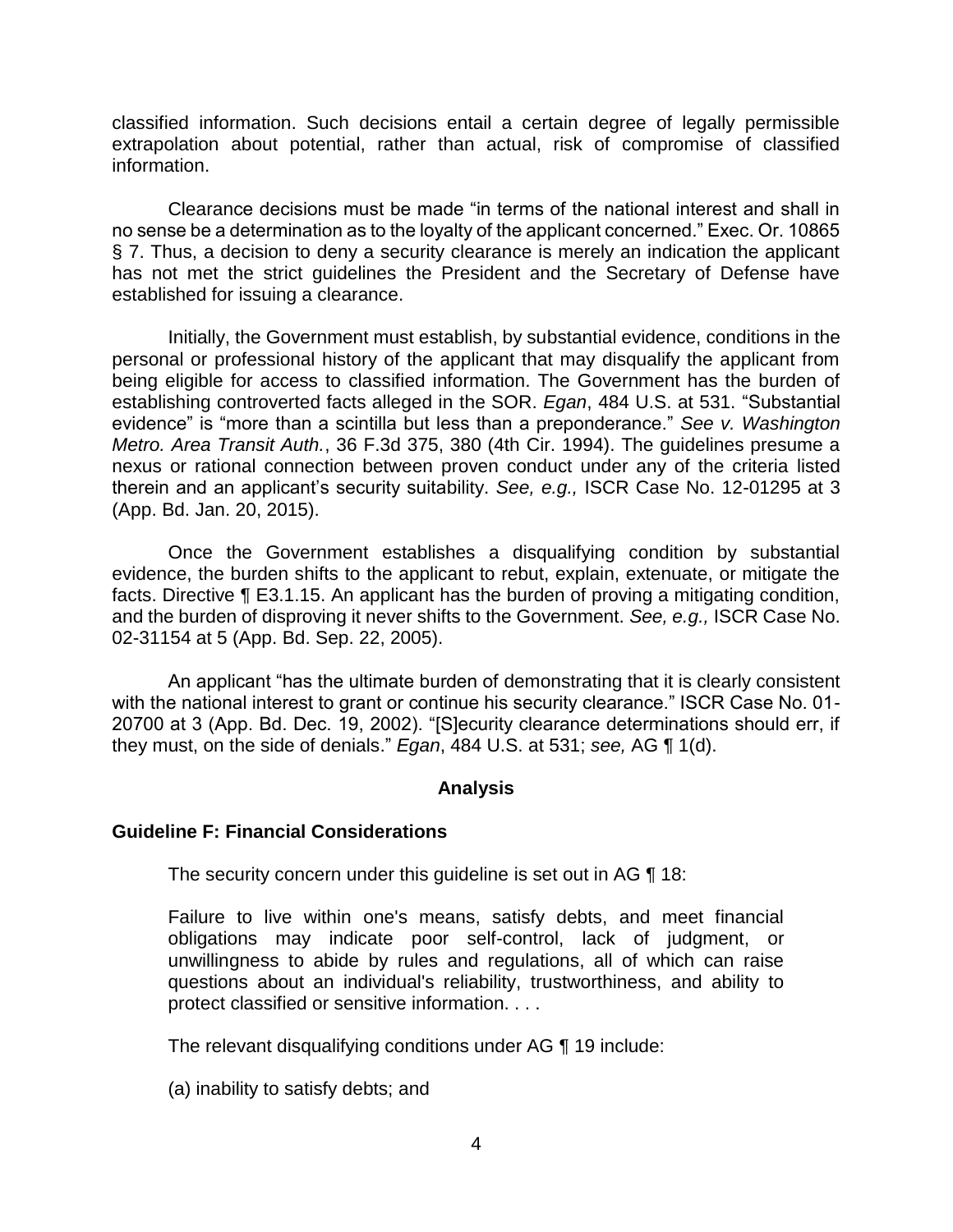classified information. Such decisions entail a certain degree of legally permissible extrapolation about potential, rather than actual, risk of compromise of classified information.

Clearance decisions must be made "in terms of the national interest and shall in no sense be a determination as to the loyalty of the applicant concerned." Exec. Or. 10865 § 7. Thus, a decision to deny a security clearance is merely an indication the applicant has not met the strict guidelines the President and the Secretary of Defense have established for issuing a clearance.

Initially, the Government must establish, by substantial evidence, conditions in the personal or professional history of the applicant that may disqualify the applicant from being eligible for access to classified information. The Government has the burden of establishing controverted facts alleged in the SOR. *Egan*, 484 U.S. at 531. "Substantial evidence" is "more than a scintilla but less than a preponderance." *See v. Washington Metro. Area Transit Auth.*, 36 F.3d 375, 380 (4th Cir. 1994). The guidelines presume a nexus or rational connection between proven conduct under any of the criteria listed therein and an applicant's security suitability. *See, e.g.,* ISCR Case No. 12-01295 at 3 (App. Bd. Jan. 20, 2015).

Once the Government establishes a disqualifying condition by substantial evidence, the burden shifts to the applicant to rebut, explain, extenuate, or mitigate the facts. Directive ¶ E3.1.15. An applicant has the burden of proving a mitigating condition, and the burden of disproving it never shifts to the Government. *See, e.g.,* ISCR Case No. 02-31154 at 5 (App. Bd. Sep. 22, 2005).

An applicant "has the ultimate burden of demonstrating that it is clearly consistent with the national interest to grant or continue his security clearance." ISCR Case No. 01-20700 at 3 (App. Bd. Dec. 19, 2002). "[S]ecurity clearance determinations should err, if they must, on the side of denials." *Egan*, 484 U.S. at 531; *see,* AG ¶ 1(d).

## Analysis

### Guideline F: Financial Considerations

The security concern under this guideline is set out in AG ¶ 18:

> Failure to live within one's means, satisfy debts, and meet financial obligations may indicate poor self-control, lack of judgment, or unwillingness to abide by rules and regulations, all of which can raise questions about an individual's reliability, trustworthiness, and ability to protect classified or sensitive information. . . .

The relevant disqualifying conditions under AG ¶ 19 include:

(a) inability to satisfy debts; and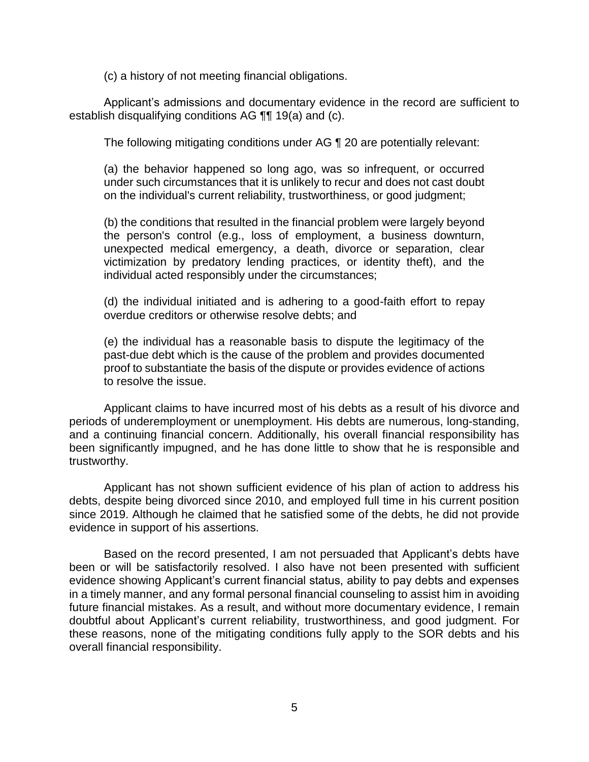(c) a history of not meeting financial obligations.

Applicant's admissions and documentary evidence in the record are sufficient to establish disqualifying conditions AG ¶¶ 19(a) and (c).

The following mitigating conditions under AG ¶ 20 are potentially relevant:

> (a) the behavior happened so long ago, was so infrequent, or occurred under such circumstances that it is unlikely to recur and does not cast doubt on the individual's current reliability, trustworthiness, or good judgment;
>
> (b) the conditions that resulted in the financial problem were largely beyond the person's control (e.g., loss of employment, a business downturn, unexpected medical emergency, a death, divorce or separation, clear victimization by predatory lending practices, or identity theft), and the individual acted responsibly under the circumstances;
>
> (d) the individual initiated and is adhering to a good-faith effort to repay overdue creditors or otherwise resolve debts; and
>
> (e) the individual has a reasonable basis to dispute the legitimacy of the past-due debt which is the cause of the problem and provides documented proof to substantiate the basis of the dispute or provides evidence of actions to resolve the issue.

Applicant claims to have incurred most of his debts as a result of his divorce and periods of underemployment or unemployment. His debts are numerous, long-standing, and a continuing financial concern. Additionally, his overall financial responsibility has been significantly impugned, and he has done little to show that he is responsible and trustworthy.

Applicant has not shown sufficient evidence of his plan of action to address his debts, despite being divorced since 2010, and employed full time in his current position since 2019. Although he claimed that he satisfied some of the debts, he did not provide evidence in support of his assertions.

Based on the record presented, I am not persuaded that Applicant's debts have been or will be satisfactorily resolved. I also have not been presented with sufficient evidence showing Applicant's current financial status, ability to pay debts and expenses in a timely manner, and any formal personal financial counseling to assist him in avoiding future financial mistakes. As a result, and without more documentary evidence, I remain doubtful about Applicant's current reliability, trustworthiness, and good judgment. For these reasons, none of the mitigating conditions fully apply to the SOR debts and his overall financial responsibility.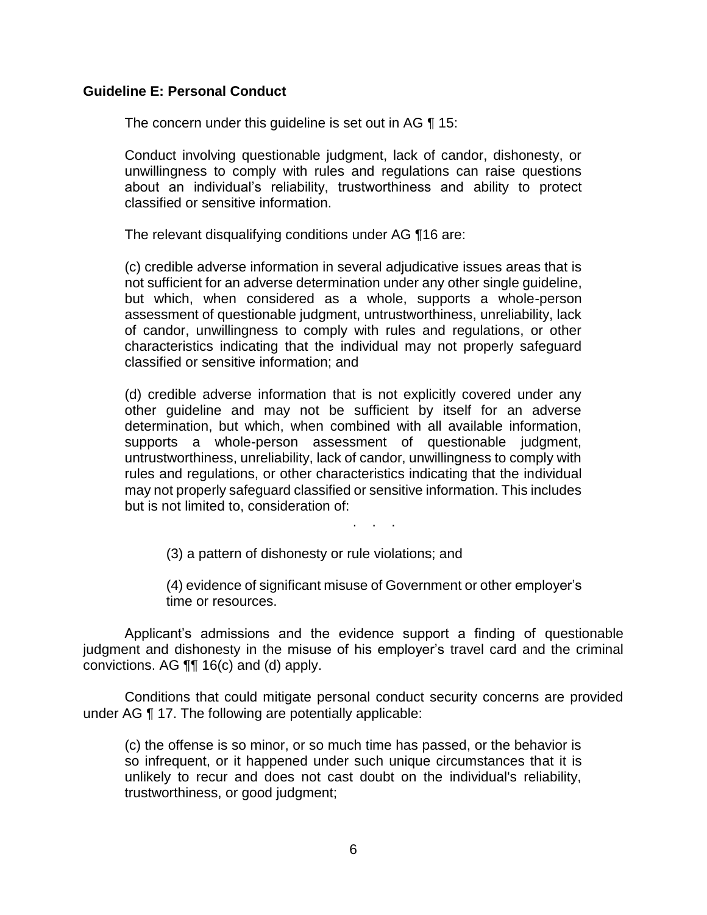**Guideline E: Personal Conduct**

The concern under this guideline is set out in AG ¶ 15:

> Conduct involving questionable judgment, lack of candor, dishonesty, or unwillingness to comply with rules and regulations can raise questions about an individual's reliability, trustworthiness and ability to protect classified or sensitive information.
>
> The relevant disqualifying conditions under AG ¶16 are:
>
> (c) credible adverse information in several adjudicative issues areas that is not sufficient for an adverse determination under any other single guideline, but which, when considered as a whole, supports a whole-person assessment of questionable judgment, untrustworthiness, unreliability, lack of candor, unwillingness to comply with rules and regulations, or other characteristics indicating that the individual may not properly safeguard classified or sensitive information; and
>
> (d) credible adverse information that is not explicitly covered under any other guideline and may not be sufficient by itself for an adverse determination, but which, when combined with all available information, supports a whole-person assessment of questionable judgment, untrustworthiness, unreliability, lack of candor, unwillingness to comply with rules and regulations, or other characteristics indicating that the individual may not properly safeguard classified or sensitive information. This includes but is not limited to, consideration of:
>
> . . .
>
> > (3) a pattern of dishonesty or rule violations; and
> >
> > (4) evidence of significant misuse of Government or other employer's time or resources.

Applicant's admissions and the evidence support a finding of questionable judgment and dishonesty in the misuse of his employer's travel card and the criminal convictions. AG ¶¶ 16(c) and (d) apply.

Conditions that could mitigate personal conduct security concerns are provided under AG ¶ 17. The following are potentially applicable:

> (c) the offense is so minor, or so much time has passed, or the behavior is so infrequent, or it happened under such unique circumstances that it is unlikely to recur and does not cast doubt on the individual's reliability, trustworthiness, or good judgment;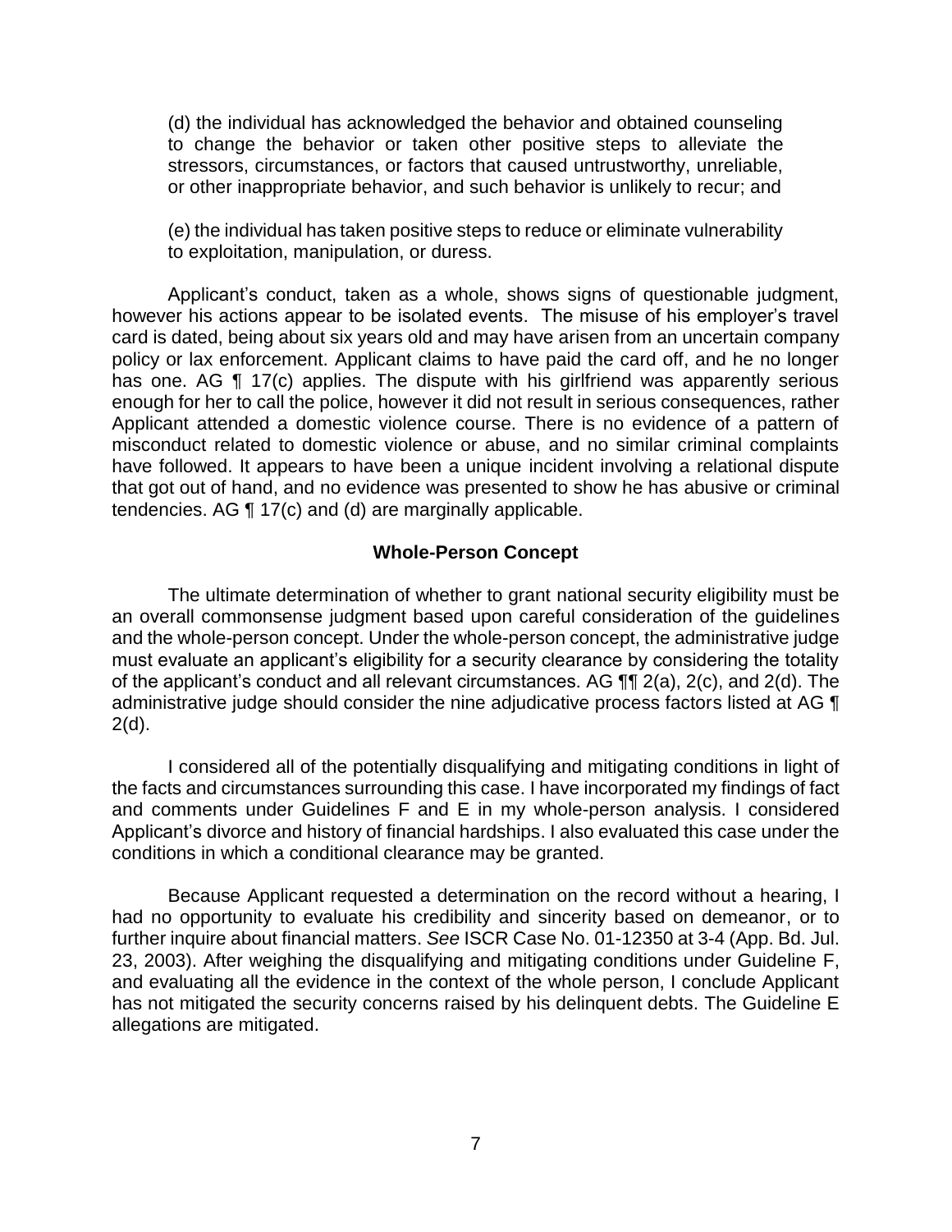(d) the individual has acknowledged the behavior and obtained counseling to change the behavior or taken other positive steps to alleviate the stressors, circumstances, or factors that caused untrustworthy, unreliable, or other inappropriate behavior, and such behavior is unlikely to recur; and

(e) the individual has taken positive steps to reduce or eliminate vulnerability to exploitation, manipulation, or duress.

Applicant's conduct, taken as a whole, shows signs of questionable judgment, however his actions appear to be isolated events. The misuse of his employer's travel card is dated, being about six years old and may have arisen from an uncertain company policy or lax enforcement. Applicant claims to have paid the card off, and he no longer has one. AG ¶ 17(c) applies. The dispute with his girlfriend was apparently serious enough for her to call the police, however it did not result in serious consequences, rather Applicant attended a domestic violence course. There is no evidence of a pattern of misconduct related to domestic violence or abuse, and no similar criminal complaints have followed. It appears to have been a unique incident involving a relational dispute that got out of hand, and no evidence was presented to show he has abusive or criminal tendencies. AG ¶ 17(c) and (d) are marginally applicable.

### Whole-Person Concept

The ultimate determination of whether to grant national security eligibility must be an overall commonsense judgment based upon careful consideration of the guidelines and the whole-person concept. Under the whole-person concept, the administrative judge must evaluate an applicant's eligibility for a security clearance by considering the totality of the applicant's conduct and all relevant circumstances. AG ¶¶ 2(a), 2(c), and 2(d). The administrative judge should consider the nine adjudicative process factors listed at AG ¶ 2(d).

I considered all of the potentially disqualifying and mitigating conditions in light of the facts and circumstances surrounding this case. I have incorporated my findings of fact and comments under Guidelines F and E in my whole-person analysis. I considered Applicant's divorce and history of financial hardships. I also evaluated this case under the conditions in which a conditional clearance may be granted.

Because Applicant requested a determination on the record without a hearing, I had no opportunity to evaluate his credibility and sincerity based on demeanor, or to further inquire about financial matters. *See* ISCR Case No. 01-12350 at 3-4 (App. Bd. Jul. 23, 2003). After weighing the disqualifying and mitigating conditions under Guideline F, and evaluating all the evidence in the context of the whole person, I conclude Applicant has not mitigated the security concerns raised by his delinquent debts. The Guideline E allegations are mitigated.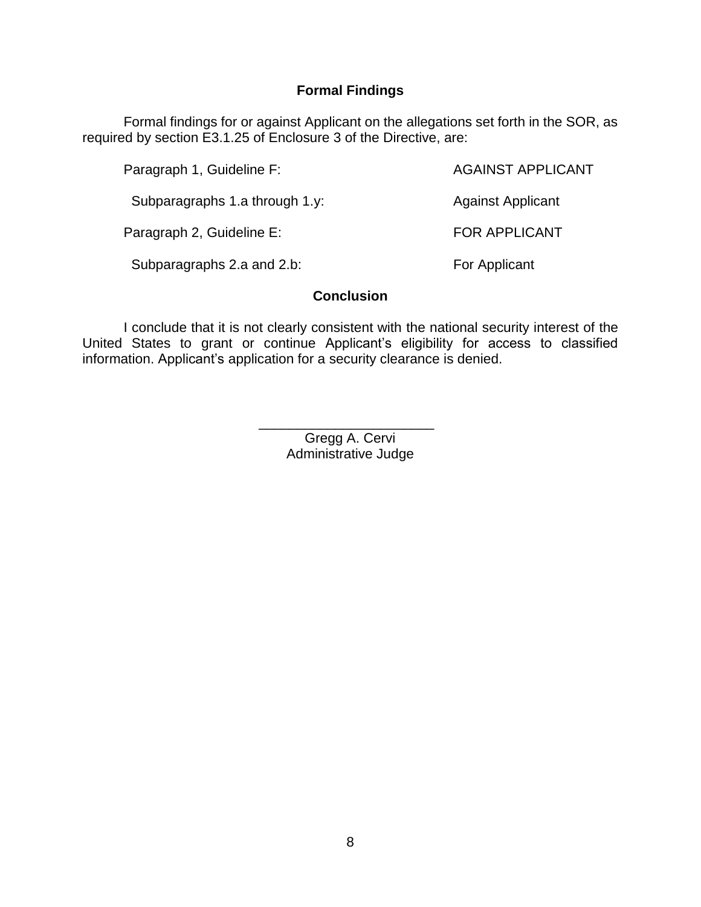## Formal Findings

Formal findings for or against Applicant on the allegations set forth in the SOR, as required by section E3.1.25 of Enclosure 3 of the Directive, are:

| | |
|---|---|
| Paragraph 1, Guideline F: | AGAINST APPLICANT |
| Subparagraphs 1.a through 1.y: | Against Applicant |
| Paragraph 2, Guideline E: | FOR APPLICANT |
| Subparagraphs 2.a and 2.b: | For Applicant |

## Conclusion

I conclude that it is not clearly consistent with the national security interest of the United States to grant or continue Applicant's eligibility for access to classified information. Applicant's application for a security clearance is denied.

______________________
Gregg A. Cervi
Administrative Judge